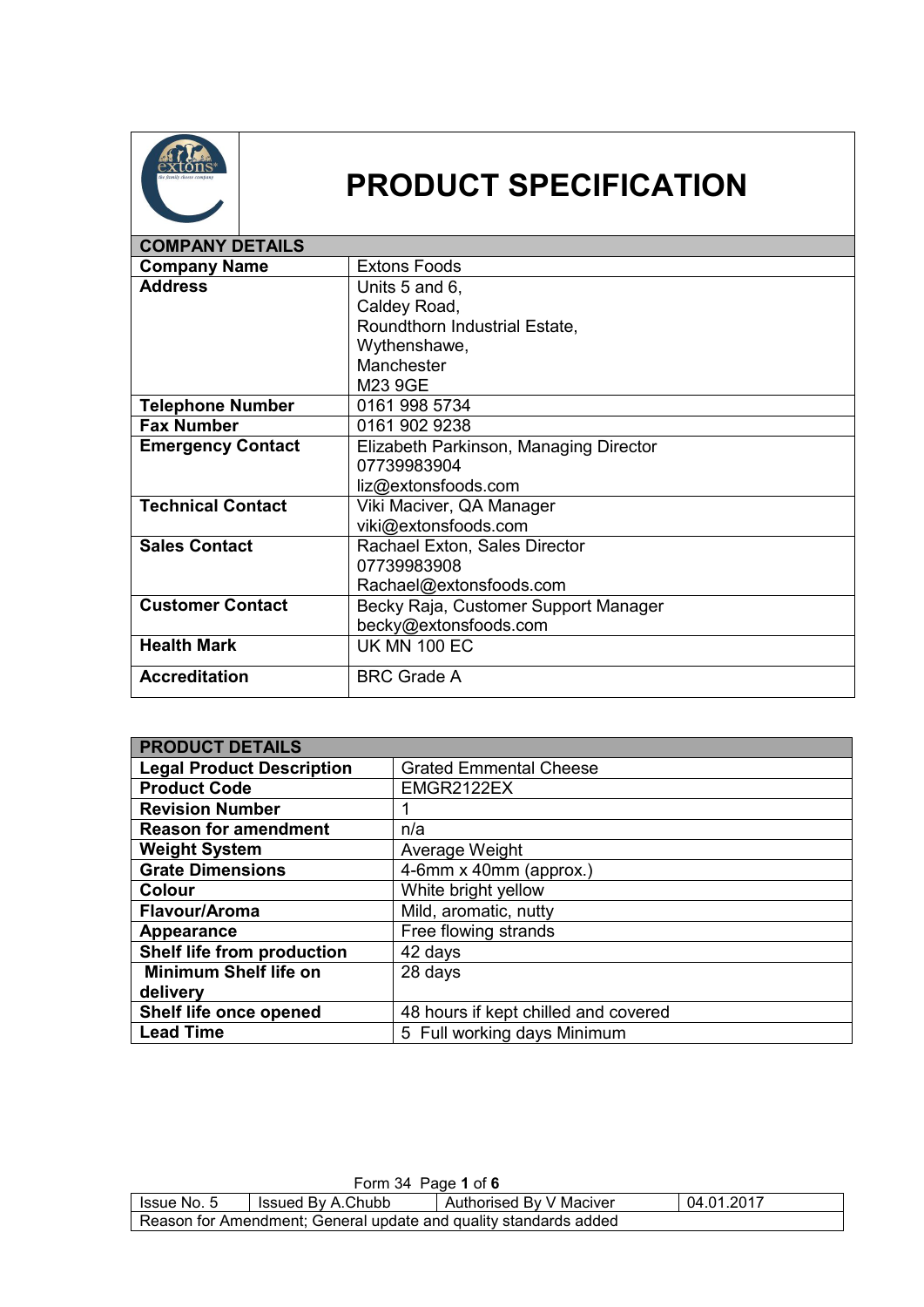# PRODUCT SPECIFICATION

| COMPANY DETAILS | |
|---|---|
| **Company Name** | Extons Foods |
| **Address** | Units 5 and 6,<br>Caldey Road,<br>Roundthorn Industrial Estate,<br>Wythenshawe,<br>Manchester<br>M23 9GE |
| **Telephone Number** | 0161 998 5734 |
| **Fax Number** | 0161 902 9238 |
| **Emergency Contact** | Elizabeth Parkinson, Managing Director<br>07739983904<br>liz@extonsfoods.com |
| **Technical Contact** | Viki Maciver, QA Manager<br>viki@extonsfoods.com |
| **Sales Contact** | Rachael Exton, Sales Director<br>07739983908<br>Rachael@extonsfoods.com |
| **Customer Contact** | Becky Raja, Customer Support Manager<br>becky@extonsfoods.com |
| **Health Mark** | UK MN 100 EC |
| **Accreditation** | BRC Grade A |

| PRODUCT DETAILS | |
|---|---|
| **Legal Product Description** | Grated Emmental Cheese |
| **Product Code** | EMGR2122EX |
| **Revision Number** | 1 |
| **Reason for amendment** | n/a |
| **Weight System** | Average Weight |
| **Grate Dimensions** | 4-6mm x 40mm (approx.) |
| **Colour** | White bright yellow |
| **Flavour/Aroma** | Mild, aromatic, nutty |
| **Appearance** | Free flowing strands |
| **Shelf life from production** | 42 days |
| **Minimum Shelf life on delivery** | 28 days |
| **Shelf life once opened** | 48 hours if kept chilled and covered |
| **Lead Time** | 5 Full working days Minimum |

Form 34

| Issue No. 5 | Issued By A.Chubb | Authorised By V Maciver | 04.01.2017 |
|---|---|---|---|
| Reason for Amendment; General update and quality standards added | | | |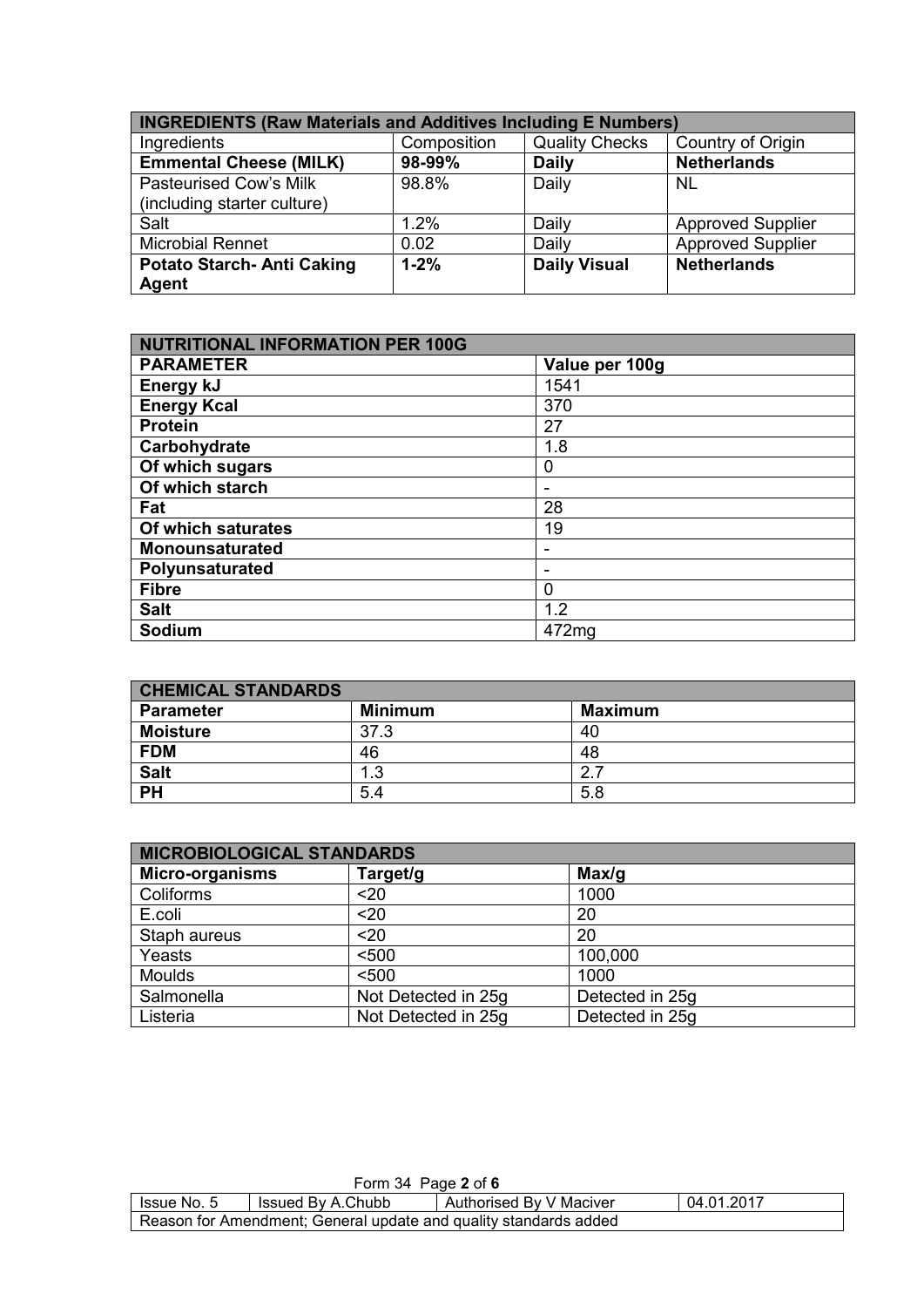| INGREDIENTS (Raw Materials and Additives Including E Numbers) | | | |
|---|---|---|---|
| Ingredients | Composition | Quality Checks | Country of Origin |
| **Emmental Cheese (MILK)** | **98-99%** | **Daily** | **Netherlands** |
| Pasteurised Cow's Milk (including starter culture) | 98.8% | Daily | NL |
| Salt | 1.2% | Daily | Approved Supplier |
| Microbial Rennet | 0.02 | Daily | Approved Supplier |
| **Potato Starch- Anti Caking Agent** | **1-2%** | **Daily Visual** | **Netherlands** |

| NUTRITIONAL INFORMATION PER 100G | |
|---|---|
| **PARAMETER** | **Value per 100g** |
| **Energy kJ** | 1541 |
| **Energy Kcal** | 370 |
| **Protein** | 27 |
| **Carbohydrate** | 1.8 |
| **Of which sugars** | 0 |
| **Of which starch** | - |
| **Fat** | 28 |
| **Of which saturates** | 19 |
| **Monounsaturated** | - |
| **Polyunsaturated** | - |
| **Fibre** | 0 |
| **Salt** | 1.2 |
| **Sodium** | 472mg |

| CHEMICAL STANDARDS | | |
|---|---|---|
| **Parameter** | **Minimum** | **Maximum** |
| **Moisture** | 37.3 | 40 |
| **FDM** | 46 | 48 |
| **Salt** | 1.3 | 2.7 |
| **PH** | 5.4 | 5.8 |

| MICROBIOLOGICAL STANDARDS | | |
|---|---|---|
| **Micro-organisms** | **Target/g** | **Max/g** |
| Coliforms | <20 | 1000 |
| E.coli | <20 | 20 |
| Staph aureus | <20 | 20 |
| Yeasts | <500 | 100,000 |
| Moulds | <500 | 1000 |
| Salmonella | Not Detected in 25g | Detected in 25g |
| Listeria | Not Detected in 25g | Detected in 25g |

| Issue No. 5 | Issued By A.Chubb | Authorised By V Maciver | 04.01.2017 |
|---|---|---|---|
| Reason for Amendment; General update and quality standards added | | | |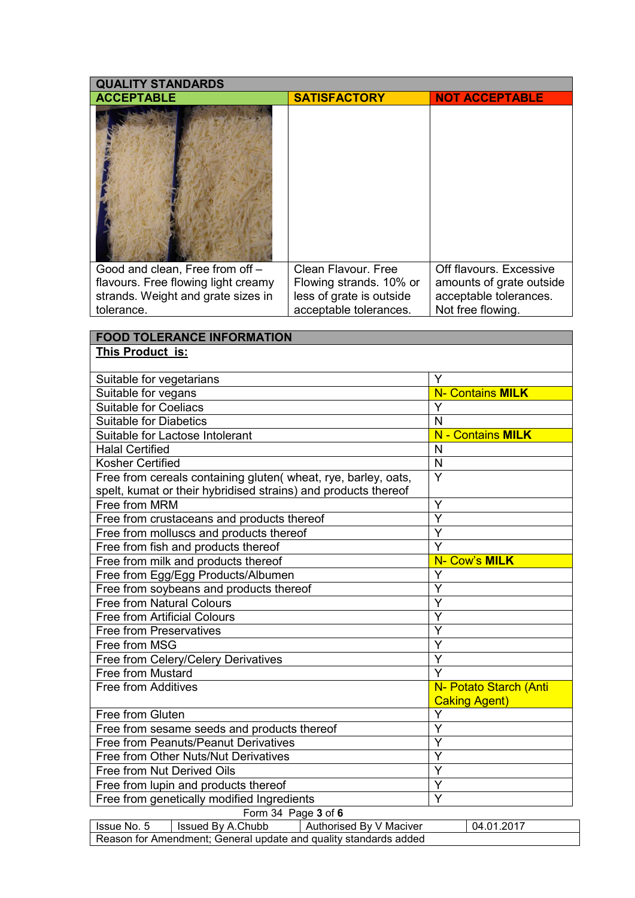## QUALITY STANDARDS

| ACCEPTABLE | SATISFACTORY | NOT ACCEPTABLE |
|---|---|---|
| Good and clean, Free from off – flavours. Free flowing light creamy strands. Weight and grate sizes in tolerance. | Clean Flavour. Free Flowing strands. 10% or less of grate is outside acceptable tolerances. | Off flavours. Excessive amounts of grate outside acceptable tolerances. Not free flowing. |

## FOOD TOLERANCE INFORMATION

**This Product is:**

| | |
|---|---|
| Suitable for vegetarians | Y |
| Suitable for vegans | N- Contains **MILK** |
| Suitable for Coeliacs | Y |
| Suitable for Diabetics | N |
| Suitable for Lactose Intolerant | N - Contains **MILK** |
| Halal Certified | N |
| Kosher Certified | N |
| Free from cereals containing gluten( wheat, rye, barley, oats, spelt, kumat or their hybridised strains) and products thereof | Y |
| Free from MRM | Y |
| Free from crustaceans and products thereof | Y |
| Free from molluscs and products thereof | Y |
| Free from fish and products thereof | Y |
| Free from milk and products thereof | N- Cow's **MILK** |
| Free from Egg/Egg Products/Albumen | Y |
| Free from soybeans and products thereof | Y |
| Free from Natural Colours | Y |
| Free from Artificial Colours | Y |
| Free from Preservatives | Y |
| Free from MSG | Y |
| Free from Celery/Celery Derivatives | Y |
| Free from Mustard | Y |
| Free from Additives | N- Potato Starch (Anti Caking Agent) |
| Free from Gluten | Y |
| Free from sesame seeds and products thereof | Y |
| Free from Peanuts/Peanut Derivatives | Y |
| Free from Other Nuts/Nut Derivatives | Y |
| Free from Nut Derived Oils | Y |
| Free from lupin and products thereof | Y |
| Free from genetically modified Ingredients | Y |

| Issue No. 5 | Issued By A.Chubb | Authorised By V Maciver | 04.01.2017 |
|---|---|---|---|
| Reason for Amendment; General update and quality standards added | | | |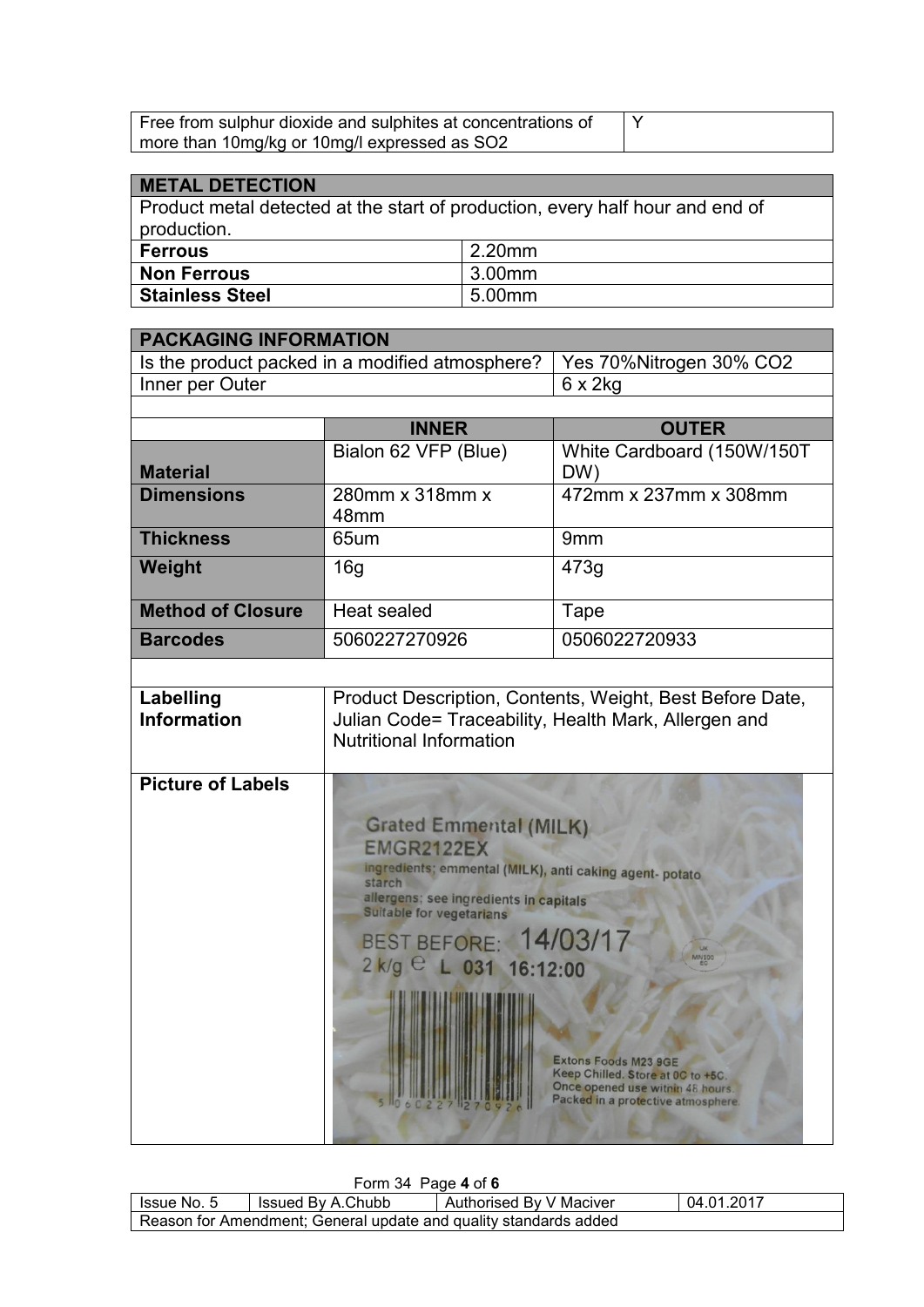| Free from sulphur dioxide and sulphites at concentrations of more than 10mg/kg or 10mg/l expressed as $SO_2$ | Y |
|---|---|

| METAL DETECTION | |
|---|---|
| Product metal detected at the start of production, every half hour and end of production. | |
| **Ferrous** | 2.20mm |
| **Non Ferrous** | 3.00mm |
| **Stainless Steel** | 5.00mm |

| PACKAGING INFORMATION | | |
|---|---|---|
| Is the product packed in a modified atmosphere? | | Yes 70%Nitrogen 30% $CO_2$ |
| Inner per Outer | | 6 x 2kg |
| | **INNER** | **OUTER** |
| **Material** | Bialon 62 VFP (Blue) | White Cardboard (150W/150T DW) |
| **Dimensions** | 280mm x 318mm x 48mm | 472mm x 237mm x 308mm |
| **Thickness** | 65um | 9mm |
| **Weight** | 16g | 473g |
| **Method of Closure** | Heat sealed | Tape |
| **Barcodes** | 5060227270926 | 0506022720933 |

| | |
|---|---|
| **Labelling Information** | Product Description, Contents, Weight, Best Before Date, Julian Code= Traceability, Health Mark, Allergen and Nutritional Information |
| **Picture of Labels** | |

Form 34 Page **4** of **6**

| Issue No. 5 | Issued By A.Chubb | Authorised By V Maciver | 04.01.2017 |
|---|---|---|---|
| Reason for Amendment; General update and quality standards added | | | |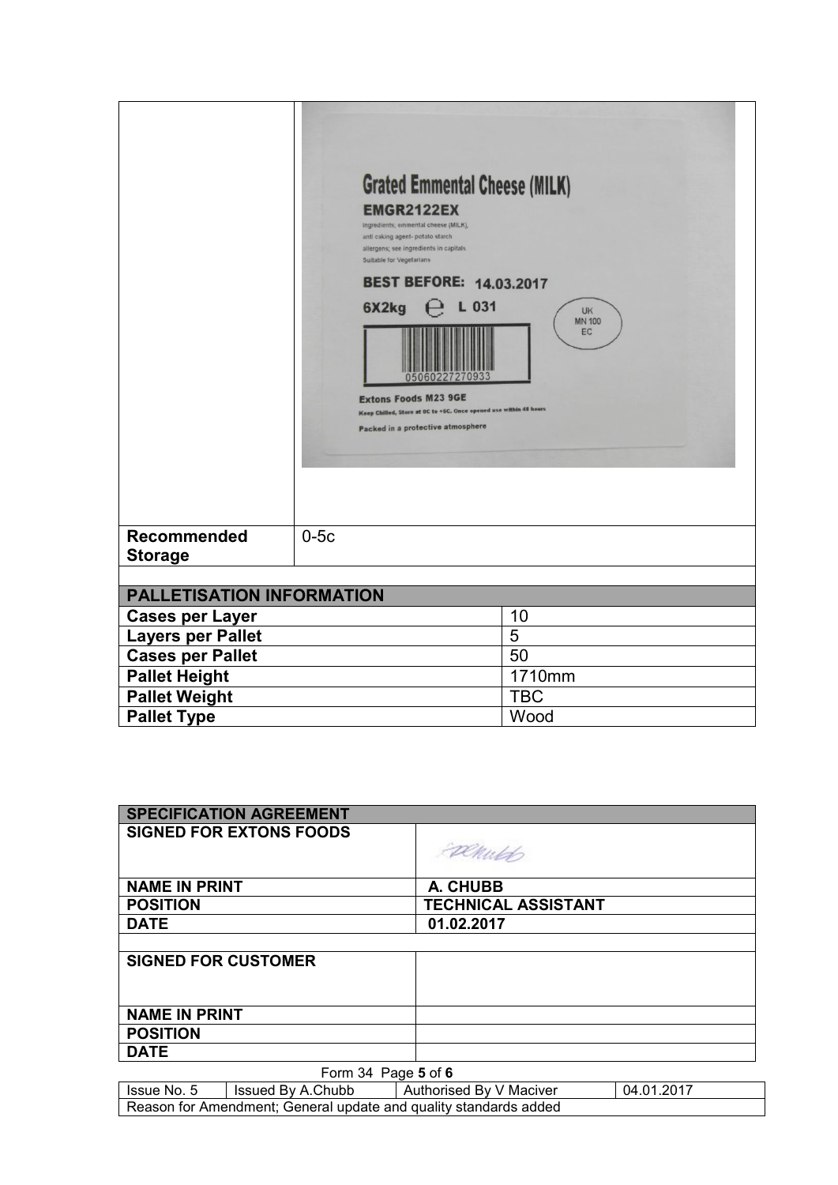| | |
|---|---|
| | Grated Emmental Cheese (MILK)<br>EMGR2122EX<br>ingredients; emmental cheese (MILK),<br>anti caking agent- potato starch<br>allergens; see ingredients in capitals<br>Suitable for Vegetarians<br>BEST BEFORE: 14.03.2017<br>6X2kg ℮ L 031<br>UK MN 100 EC<br>05060227270933<br>Extons Foods M23 9GE<br>Keep Chilled, Store at 0C to +5C. Once opened use within 48 hours<br>Packed in a protective atmosphere |
| **Recommended Storage** | 0-5c |

| **PALLETISATION INFORMATION** | |
|---|---|
| **Cases per Layer** | 10 |
| **Layers per Pallet** | 5 |
| **Cases per Pallet** | 50 |
| **Pallet Height** | 1710mm |
| **Pallet Weight** | TBC |
| **Pallet Type** | Wood |

| **SPECIFICATION AGREEMENT** | |
|---|---|
| **SIGNED FOR EXTONS FOODS** | AChubb |
| **NAME IN PRINT** | A. CHUBB |
| **POSITION** | TECHNICAL ASSISTANT |
| **DATE** | 01.02.2017 |
| | |
| **SIGNED FOR CUSTOMER** | |
| **NAME IN PRINT** | |
| **POSITION** | |
| **DATE** | |

Form 34

| Issue No. 5 | Issued By A.Chubb | Authorised By V Maciver | 04.01.2017 |
|---|---|---|---|
| Reason for Amendment; General update and quality standards added | | | |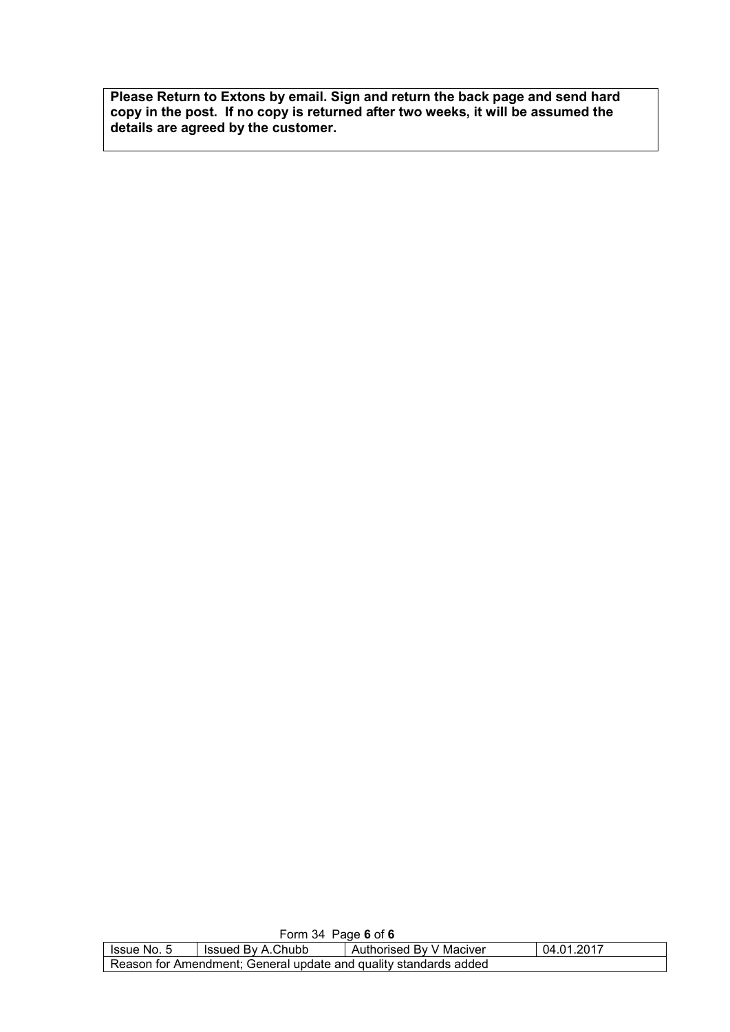**Please Return to Extons by email. Sign and return the back page and send hard copy in the post. If no copy is returned after two weeks, it will be assumed the details are agreed by the customer.**